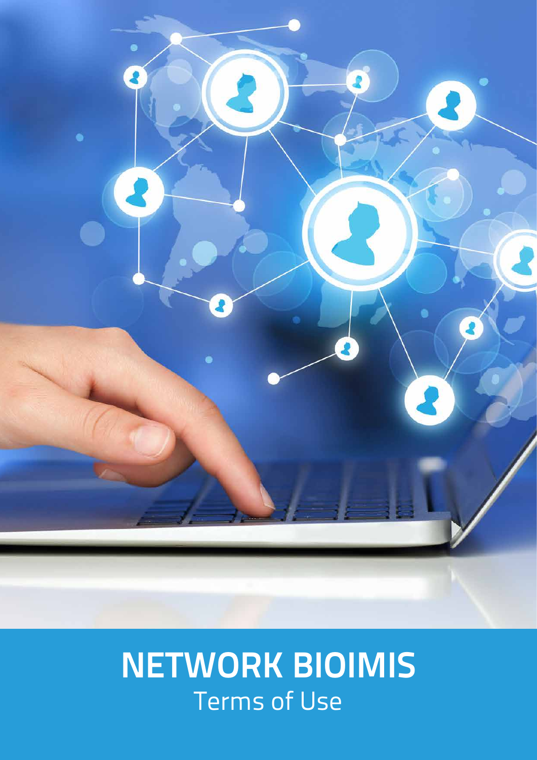# NETWORK BIOIMIS

Terms of Use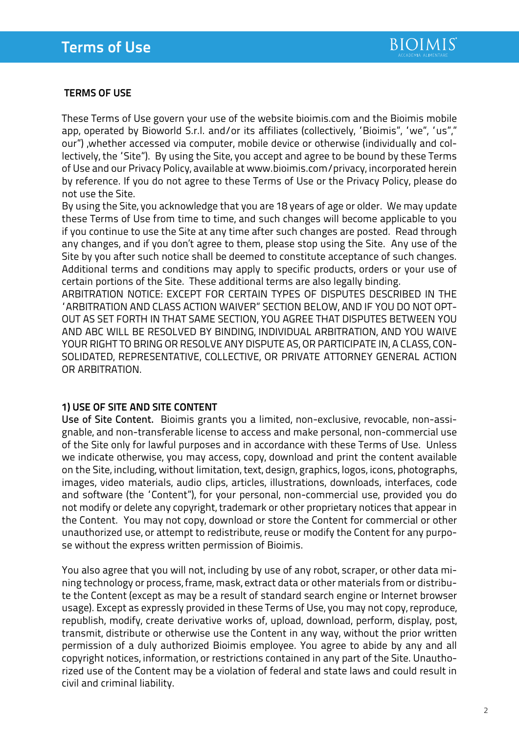## TERMS OF USE

These Terms of Use govern your use of the website bioimis.com and the Bioimis mobile app, operated by Bioworld S.r.l. and/or its affiliates (collectively, 'Bioimis", 'we", 'us"," our") ,whether accessed via computer, mobile device or otherwise (individually and collectively, the 'Site"). By using the Site, you accept and agree to be bound by these Terms of Use and our Privacy Policy, available at www.bioimis.com/privacy, incorporated herein by reference. If you do not agree to these Terms of Use or the Privacy Policy, please do not use the Site.

By using the Site, you acknowledge that you are 18 years of age or older. We may update these Terms of Use from time to time, and such changes will become applicable to you if you continue to use the Site at any time after such changes are posted. Read through any changes, and if you don't agree to them, please stop using the Site. Any use of the Site by you after such notice shall be deemed to constitute acceptance of such changes. Additional terms and conditions may apply to specific products, orders or your use of certain portions of the Site. These additional terms are also legally binding.

ARBITRATION NOTICE: EXCEPT FOR CERTAIN TYPES OF DISPUTES DESCRIBED IN THE 'ARBITRATION AND CLASS ACTION WAIVER" SECTION BELOW, AND IF YOU DO NOT OPT-OUT AS SET FORTH IN THAT SAME SECTION, YOU AGREE THAT DISPUTES BETWEEN YOU AND ABC WILL BE RESOLVED BY BINDING, INDIVIDUAL ARBITRATION, AND YOU WAIVE YOUR RIGHT TO BRING OR RESOLVE ANY DISPUTE AS, OR PARTICIPATE IN, A CLASS, CONSOLIDATED, REPRESENTATIVE, COLLECTIVE, OR PRIVATE ATTORNEY GENERAL ACTION OR ARBITRATION.

### 1) USE OF SITE AND SITE CONTENT

**Use of Site Content.** Bioimis grants you a limited, non-exclusive, revocable, non-assignable, and non-transferable license to access and make personal, non-commercial use of the Site only for lawful purposes and in accordance with these Terms of Use. Unless we indicate otherwise, you may access, copy, download and print the content available on the Site, including, without limitation, text, design, graphics, logos, icons, photographs, images, video materials, audio clips, articles, illustrations, downloads, interfaces, code and software (the 'Content"), for your personal, non-commercial use, provided you do not modify or delete any copyright, trademark or other proprietary notices that appear in the Content. You may not copy, download or store the Content for commercial or other unauthorized use, or attempt to redistribute, reuse or modify the Content for any purpose without the express written permission of Bioimis.

You also agree that you will not, including by use of any robot, scraper, or other data mining technology or process, frame, mask, extract data or other materials from or distribute the Content (except as may be a result of standard search engine or Internet browser usage). Except as expressly provided in these Terms of Use, you may not copy, reproduce, republish, modify, create derivative works of, upload, download, perform, display, post, transmit, distribute or otherwise use the Content in any way, without the prior written permission of a duly authorized Bioimis employee. You agree to abide by any and all copyright notices, information, or restrictions contained in any part of the Site. Unauthorized use of the Content may be a violation of federal and state laws and could result in civil and criminal liability.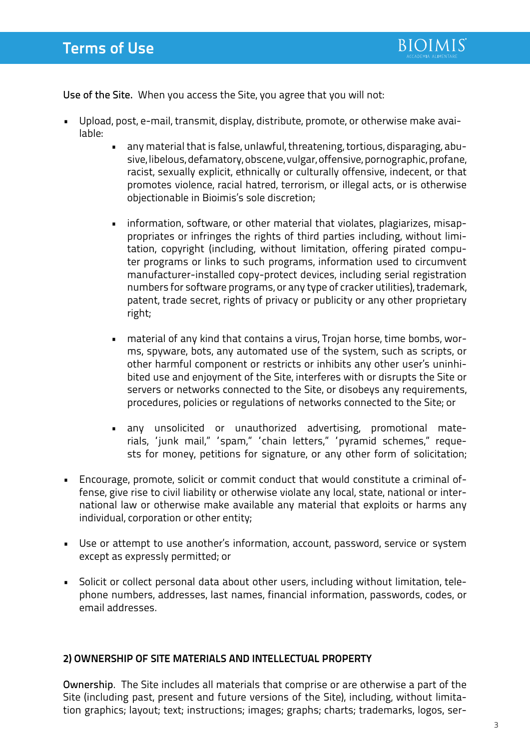**Use of the Site.** When you access the Site, you agree that you will not:

- Upload, post, e-mail, transmit, display, distribute, promote, or otherwise make available:
  - any material that is false, unlawful, threatening, tortious, disparaging, abusive, libelous, defamatory, obscene, vulgar, offensive, pornographic, profane, racist, sexually explicit, ethnically or culturally offensive, indecent, or that promotes violence, racial hatred, terrorism, or illegal acts, or is otherwise objectionable in Bioimis's sole discretion;
  - information, software, or other material that violates, plagiarizes, misappropriates or infringes the rights of third parties including, without limitation, copyright (including, without limitation, offering pirated computer programs or links to such programs, information used to circumvent manufacturer-installed copy-protect devices, including serial registration numbers for software programs, or any type of cracker utilities), trademark, patent, trade secret, rights of privacy or publicity or any other proprietary right;
  - material of any kind that contains a virus, Trojan horse, time bombs, worms, spyware, bots, any automated use of the system, such as scripts, or other harmful component or restricts or inhibits any other user's uninhibited use and enjoyment of the Site, interferes with or disrupts the Site or servers or networks connected to the Site, or disobeys any requirements, procedures, policies or regulations of networks connected to the Site; or
  - any unsolicited or unauthorized advertising, promotional materials, 'junk mail,' 'spam,' 'chain letters,' 'pyramid schemes,' requests for money, petitions for signature, or any other form of solicitation;
- Encourage, promote, solicit or commit conduct that would constitute a criminal offense, give rise to civil liability or otherwise violate any local, state, national or international law or otherwise make available any material that exploits or harms any individual, corporation or other entity;
- Use or attempt to use another's information, account, password, service or system except as expressly permitted; or
- Solicit or collect personal data about other users, including without limitation, telephone numbers, addresses, last names, financial information, passwords, codes, or email addresses.

## 2) OWNERSHIP OF SITE MATERIALS AND INTELLECTUAL PROPERTY

**Ownership**. The Site includes all materials that comprise or are otherwise a part of the Site (including past, present and future versions of the Site), including, without limitation graphics; layout; text; instructions; images; graphs; charts; trademarks, logos, ser-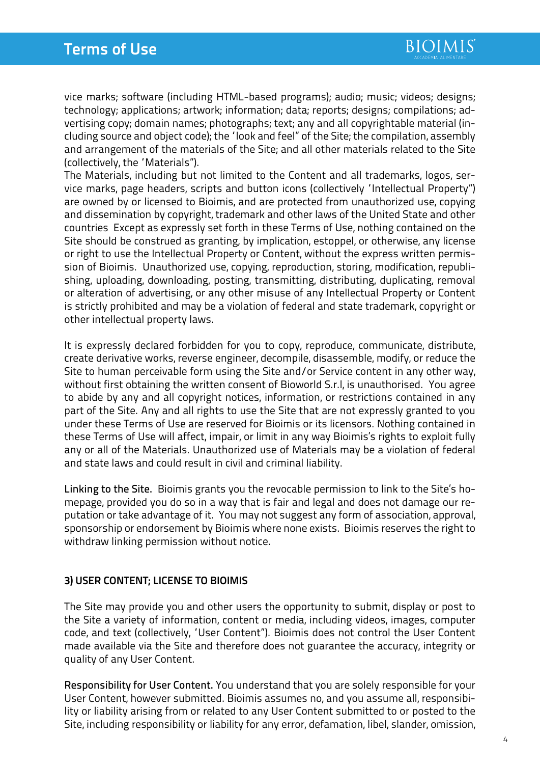vice marks; software (including HTML-based programs); audio; music; videos; designs; technology; applications; artwork; information; data; reports; designs; compilations; advertising copy; domain names; photographs; text; any and all copyrightable material (including source and object code); the 'look and feel" of the Site; the compilation, assembly and arrangement of the materials of the Site; and all other materials related to the Site (collectively, the 'Materials").

The Materials, including but not limited to the Content and all trademarks, logos, service marks, page headers, scripts and button icons (collectively 'Intellectual Property") are owned by or licensed to Bioimis, and are protected from unauthorized use, copying and dissemination by copyright, trademark and other laws of the United State and other countries Except as expressly set forth in these Terms of Use, nothing contained on the Site should be construed as granting, by implication, estoppel, or otherwise, any license or right to use the Intellectual Property or Content, without the express written permission of Bioimis. Unauthorized use, copying, reproduction, storing, modification, republishing, uploading, downloading, posting, transmitting, distributing, duplicating, removal or alteration of advertising, or any other misuse of any Intellectual Property or Content is strictly prohibited and may be a violation of federal and state trademark, copyright or other intellectual property laws.

It is expressly declared forbidden for you to copy, reproduce, communicate, distribute, create derivative works, reverse engineer, decompile, disassemble, modify, or reduce the Site to human perceivable form using the Site and/or Service content in any other way, without first obtaining the written consent of Bioworld S.r.l, is unauthorised. You agree to abide by any and all copyright notices, information, or restrictions contained in any part of the Site. Any and all rights to use the Site that are not expressly granted to you under these Terms of Use are reserved for Bioimis or its licensors. Nothing contained in these Terms of Use will affect, impair, or limit in any way Bioimis's rights to exploit fully any or all of the Materials. Unauthorized use of Materials may be a violation of federal and state laws and could result in civil and criminal liability.

**Linking to the Site.** Bioimis grants you the revocable permission to link to the Site's homepage, provided you do so in a way that is fair and legal and does not damage our reputation or take advantage of it. You may not suggest any form of association, approval, sponsorship or endorsement by Bioimis where none exists. Bioimis reserves the right to withdraw linking permission without notice.

## 3) USER CONTENT; LICENSE TO BIOIMIS

The Site may provide you and other users the opportunity to submit, display or post to the Site a variety of information, content or media, including videos, images, computer code, and text (collectively, 'User Content"). Bioimis does not control the User Content made available via the Site and therefore does not guarantee the accuracy, integrity or quality of any User Content.

**Responsibility for User Content.** You understand that you are solely responsible for your User Content, however submitted. Bioimis assumes no, and you assume all, responsibility or liability arising from or related to any User Content submitted to or posted to the Site, including responsibility or liability for any error, defamation, libel, slander, omission,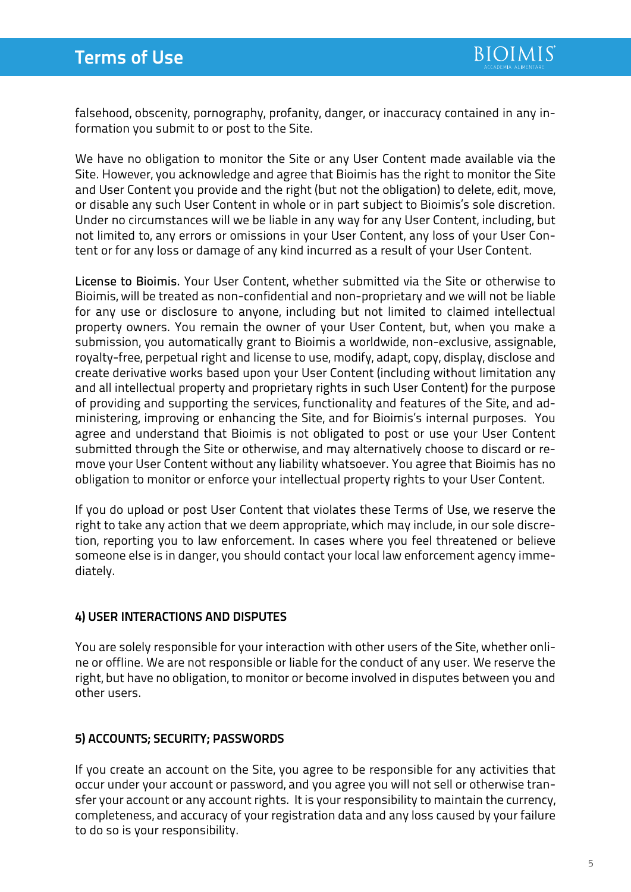falsehood, obscenity, pornography, profanity, danger, or inaccuracy contained in any information you submit to or post to the Site.

We have no obligation to monitor the Site or any User Content made available via the Site. However, you acknowledge and agree that Bioimis has the right to monitor the Site and User Content you provide and the right (but not the obligation) to delete, edit, move, or disable any such User Content in whole or in part subject to Bioimis's sole discretion. Under no circumstances will we be liable in any way for any User Content, including, but not limited to, any errors or omissions in your User Content, any loss of your User Content or for any loss or damage of any kind incurred as a result of your User Content.

License to Bioimis. Your User Content, whether submitted via the Site or otherwise to Bioimis, will be treated as non-confidential and non-proprietary and we will not be liable for any use or disclosure to anyone, including but not limited to claimed intellectual property owners. You remain the owner of your User Content, but, when you make a submission, you automatically grant to Bioimis a worldwide, non-exclusive, assignable, royalty-free, perpetual right and license to use, modify, adapt, copy, display, disclose and create derivative works based upon your User Content (including without limitation any and all intellectual property and proprietary rights in such User Content) for the purpose of providing and supporting the services, functionality and features of the Site, and administering, improving or enhancing the Site, and for Bioimis's internal purposes. You agree and understand that Bioimis is not obligated to post or use your User Content submitted through the Site or otherwise, and may alternatively choose to discard or remove your User Content without any liability whatsoever. You agree that Bioimis has no obligation to monitor or enforce your intellectual property rights to your User Content.

If you do upload or post User Content that violates these Terms of Use, we reserve the right to take any action that we deem appropriate, which may include, in our sole discretion, reporting you to law enforcement. In cases where you feel threatened or believe someone else is in danger, you should contact your local law enforcement agency immediately.

## 4) USER INTERACTIONS AND DISPUTES

You are solely responsible for your interaction with other users of the Site, whether online or offline. We are not responsible or liable for the conduct of any user. We reserve the right, but have no obligation, to monitor or become involved in disputes between you and other users.

## 5) ACCOUNTS; SECURITY; PASSWORDS

If you create an account on the Site, you agree to be responsible for any activities that occur under your account or password, and you agree you will not sell or otherwise transfer your account or any account rights. It is your responsibility to maintain the currency, completeness, and accuracy of your registration data and any loss caused by your failure to do so is your responsibility.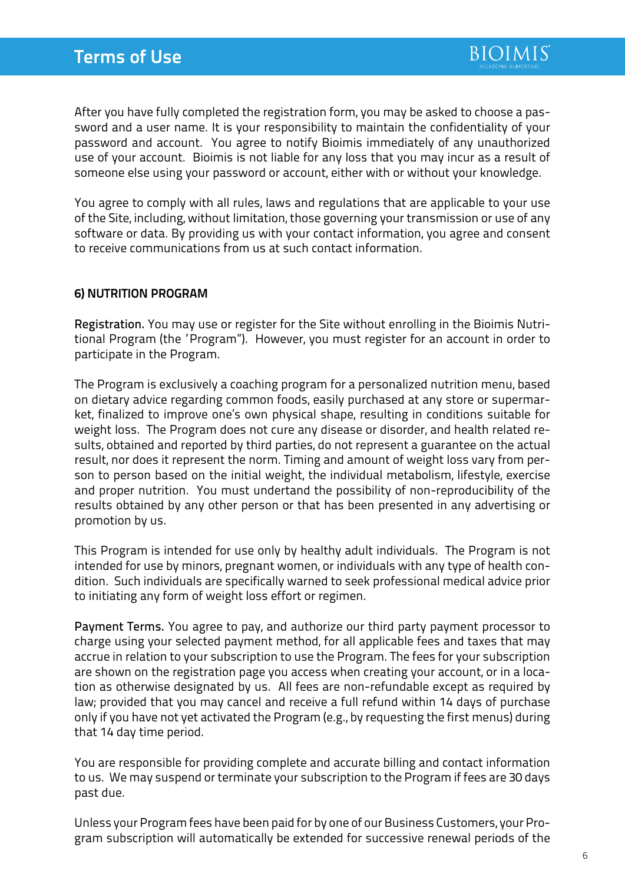After you have fully completed the registration form, you may be asked to choose a password and a user name. It is your responsibility to maintain the confidentiality of your password and account. You agree to notify Bioimis immediately of any unauthorized use of your account. Bioimis is not liable for any loss that you may incur as a result of someone else using your password or account, either with or without your knowledge.

You agree to comply with all rules, laws and regulations that are applicable to your use of the Site, including, without limitation, those governing your transmission or use of any software or data. By providing us with your contact information, you agree and consent to receive communications from us at such contact information.

### 6) NUTRITION PROGRAM

**Registration.** You may use or register for the Site without enrolling in the Bioimis Nutritional Program (the 'Program"). However, you must register for an account in order to participate in the Program.

The Program is exclusively a coaching program for a personalized nutrition menu, based on dietary advice regarding common foods, easily purchased at any store or supermarket, finalized to improve one's own physical shape, resulting in conditions suitable for weight loss. The Program does not cure any disease or disorder, and health related results, obtained and reported by third parties, do not represent a guarantee on the actual result, nor does it represent the norm. Timing and amount of weight loss vary from person to person based on the initial weight, the individual metabolism, lifestyle, exercise and proper nutrition. You must undertand the possibility of non-reproducibility of the results obtained by any other person or that has been presented in any advertising or promotion by us.

This Program is intended for use only by healthy adult individuals. The Program is not intended for use by minors, pregnant women, or individuals with any type of health condition. Such individuals are specifically warned to seek professional medical advice prior to initiating any form of weight loss effort or regimen.

**Payment Terms.** You agree to pay, and authorize our third party payment processor to charge using your selected payment method, for all applicable fees and taxes that may accrue in relation to your subscription to use the Program. The fees for your subscription are shown on the registration page you access when creating your account, or in a location as otherwise designated by us. All fees are non-refundable except as required by law; provided that you may cancel and receive a full refund within 14 days of purchase only if you have not yet activated the Program (e.g., by requesting the first menus) during that 14 day time period.

You are responsible for providing complete and accurate billing and contact information to us. We may suspend or terminate your subscription to the Program if fees are 30 days past due.

Unless your Program fees have been paid for by one of our Business Customers, your Program subscription will automatically be extended for successive renewal periods of the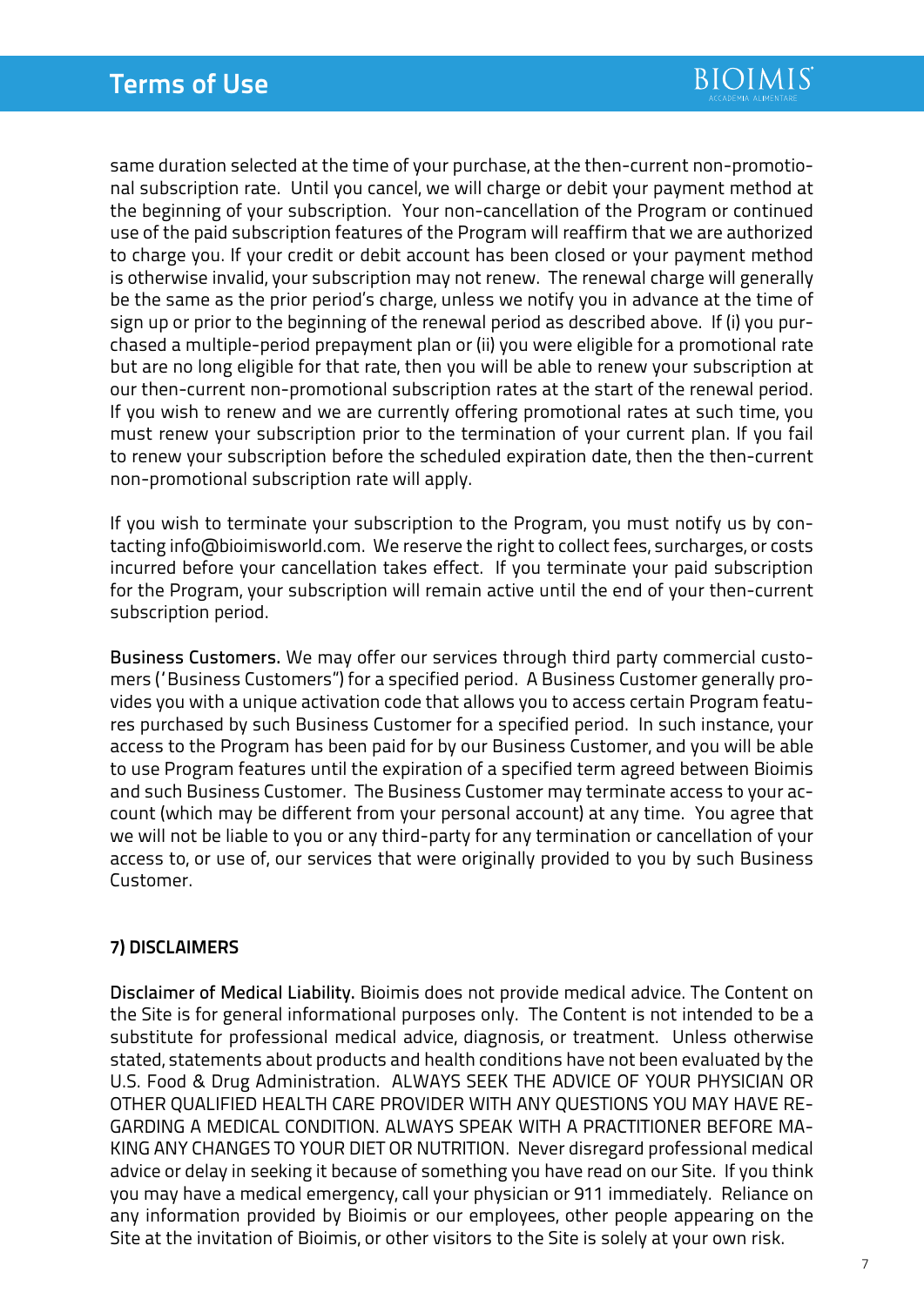same duration selected at the time of your purchase, at the then-current non-promotional subscription rate. Until you cancel, we will charge or debit your payment method at the beginning of your subscription. Your non-cancellation of the Program or continued use of the paid subscription features of the Program will reaffirm that we are authorized to charge you. If your credit or debit account has been closed or your payment method is otherwise invalid, your subscription may not renew. The renewal charge will generally be the same as the prior period's charge, unless we notify you in advance at the time of sign up or prior to the beginning of the renewal period as described above. If (i) you purchased a multiple-period prepayment plan or (ii) you were eligible for a promotional rate but are no long eligible for that rate, then you will be able to renew your subscription at our then-current non-promotional subscription rates at the start of the renewal period. If you wish to renew and we are currently offering promotional rates at such time, you must renew your subscription prior to the termination of your current plan. If you fail to renew your subscription before the scheduled expiration date, then the then-current non-promotional subscription rate will apply.

If you wish to terminate your subscription to the Program, you must notify us by contacting info@bioimisworld.com. We reserve the right to collect fees, surcharges, or costs incurred before your cancellation takes effect. If you terminate your paid subscription for the Program, your subscription will remain active until the end of your then-current subscription period.

**Business Customers.** We may offer our services through third party commercial customers ('Business Customers") for a specified period. A Business Customer generally provides you with a unique activation code that allows you to access certain Program features purchased by such Business Customer for a specified period. In such instance, your access to the Program has been paid for by our Business Customer, and you will be able to use Program features until the expiration of a specified term agreed between Bioimis and such Business Customer. The Business Customer may terminate access to your account (which may be different from your personal account) at any time. You agree that we will not be liable to you or any third-party for any termination or cancellation of your access to, or use of, our services that were originally provided to you by such Business Customer.

## 7) DISCLAIMERS

**Disclaimer of Medical Liability.** Bioimis does not provide medical advice. The Content on the Site is for general informational purposes only. The Content is not intended to be a substitute for professional medical advice, diagnosis, or treatment. Unless otherwise stated, statements about products and health conditions have not been evaluated by the U.S. Food & Drug Administration. ALWAYS SEEK THE ADVICE OF YOUR PHYSICIAN OR OTHER QUALIFIED HEALTH CARE PROVIDER WITH ANY QUESTIONS YOU MAY HAVE REGARDING A MEDICAL CONDITION. ALWAYS SPEAK WITH A PRACTITIONER BEFORE MAKING ANY CHANGES TO YOUR DIET OR NUTRITION. Never disregard professional medical advice or delay in seeking it because of something you have read on our Site. If you think you may have a medical emergency, call your physician or 911 immediately. Reliance on any information provided by Bioimis or our employees, other people appearing on the Site at the invitation of Bioimis, or other visitors to the Site is solely at your own risk.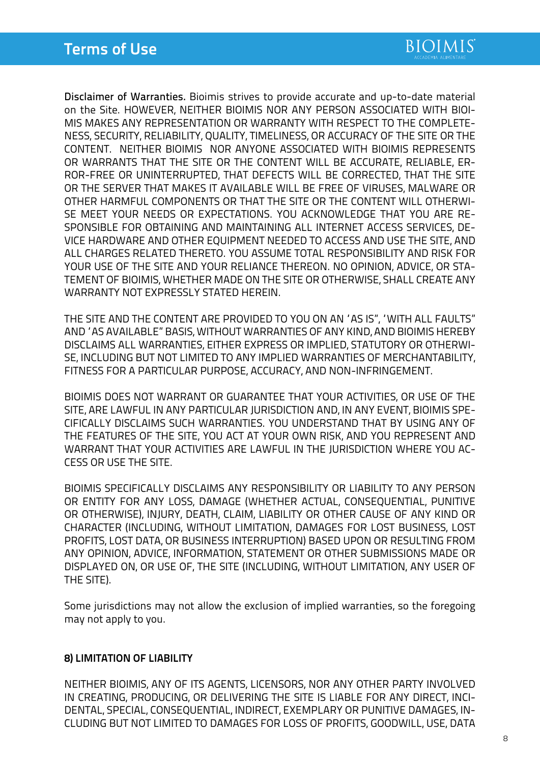**Disclaimer of Warranties.** Bioimis strives to provide accurate and up-to-date material on the Site. HOWEVER, NEITHER BIOIMIS NOR ANY PERSON ASSOCIATED WITH BIOIMIS MAKES ANY REPRESENTATION OR WARRANTY WITH RESPECT TO THE COMPLETENESS, SECURITY, RELIABILITY, QUALITY, TIMELINESS, OR ACCURACY OF THE SITE OR THE CONTENT. NEITHER BIOIMIS NOR ANYONE ASSOCIATED WITH BIOIMIS REPRESENTS OR WARRANTS THAT THE SITE OR THE CONTENT WILL BE ACCURATE, RELIABLE, ERROR-FREE OR UNINTERRUPTED, THAT DEFECTS WILL BE CORRECTED, THAT THE SITE OR THE SERVER THAT MAKES IT AVAILABLE WILL BE FREE OF VIRUSES, MALWARE OR OTHER HARMFUL COMPONENTS OR THAT THE SITE OR THE CONTENT WILL OTHERWISE MEET YOUR NEEDS OR EXPECTATIONS. YOU ACKNOWLEDGE THAT YOU ARE RESPONSIBLE FOR OBTAINING AND MAINTAINING ALL INTERNET ACCESS SERVICES, DEVICE HARDWARE AND OTHER EQUIPMENT NEEDED TO ACCESS AND USE THE SITE, AND ALL CHARGES RELATED THERETO. YOU ASSUME TOTAL RESPONSIBILITY AND RISK FOR YOUR USE OF THE SITE AND YOUR RELIANCE THEREON. NO OPINION, ADVICE, OR STATEMENT OF BIOIMIS, WHETHER MADE ON THE SITE OR OTHERWISE, SHALL CREATE ANY WARRANTY NOT EXPRESSLY STATED HEREIN.

THE SITE AND THE CONTENT ARE PROVIDED TO YOU ON AN 'AS IS", 'WITH ALL FAULTS" AND 'AS AVAILABLE" BASIS, WITHOUT WARRANTIES OF ANY KIND, AND BIOIMIS HEREBY DISCLAIMS ALL WARRANTIES, EITHER EXPRESS OR IMPLIED, STATUTORY OR OTHERWISE, INCLUDING BUT NOT LIMITED TO ANY IMPLIED WARRANTIES OF MERCHANTABILITY, FITNESS FOR A PARTICULAR PURPOSE, ACCURACY, AND NON-INFRINGEMENT.

BIOIMIS DOES NOT WARRANT OR GUARANTEE THAT YOUR ACTIVITIES, OR USE OF THE SITE, ARE LAWFUL IN ANY PARTICULAR JURISDICTION AND, IN ANY EVENT, BIOIMIS SPECIFICALLY DISCLAIMS SUCH WARRANTIES. YOU UNDERSTAND THAT BY USING ANY OF THE FEATURES OF THE SITE, YOU ACT AT YOUR OWN RISK, AND YOU REPRESENT AND WARRANT THAT YOUR ACTIVITIES ARE LAWFUL IN THE JURISDICTION WHERE YOU ACCESS OR USE THE SITE.

BIOIMIS SPECIFICALLY DISCLAIMS ANY RESPONSIBILITY OR LIABILITY TO ANY PERSON OR ENTITY FOR ANY LOSS, DAMAGE (WHETHER ACTUAL, CONSEQUENTIAL, PUNITIVE OR OTHERWISE), INJURY, DEATH, CLAIM, LIABILITY OR OTHER CAUSE OF ANY KIND OR CHARACTER (INCLUDING, WITHOUT LIMITATION, DAMAGES FOR LOST BUSINESS, LOST PROFITS, LOST DATA, OR BUSINESS INTERRUPTION) BASED UPON OR RESULTING FROM ANY OPINION, ADVICE, INFORMATION, STATEMENT OR OTHER SUBMISSIONS MADE OR DISPLAYED ON, OR USE OF, THE SITE (INCLUDING, WITHOUT LIMITATION, ANY USER OF THE SITE).

Some jurisdictions may not allow the exclusion of implied warranties, so the foregoing may not apply to you.

## 8) LIMITATION OF LIABILITY

NEITHER BIOIMIS, ANY OF ITS AGENTS, LICENSORS, NOR ANY OTHER PARTY INVOLVED IN CREATING, PRODUCING, OR DELIVERING THE SITE IS LIABLE FOR ANY DIRECT, INCIDENTAL, SPECIAL, CONSEQUENTIAL, INDIRECT, EXEMPLARY OR PUNITIVE DAMAGES, INCLUDING BUT NOT LIMITED TO DAMAGES FOR LOSS OF PROFITS, GOODWILL, USE, DATA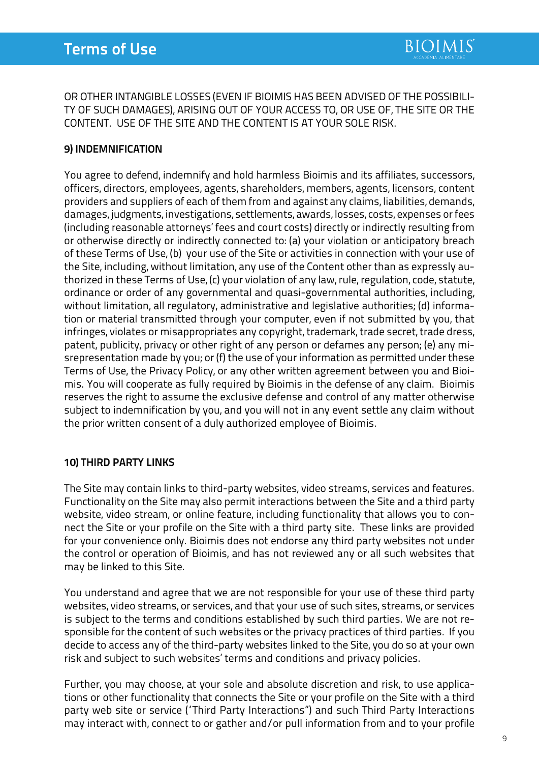OR OTHER INTANGIBLE LOSSES (EVEN IF BIOIMIS HAS BEEN ADVISED OF THE POSSIBILITY OF SUCH DAMAGES), ARISING OUT OF YOUR ACCESS TO, OR USE OF, THE SITE OR THE CONTENT. USE OF THE SITE AND THE CONTENT IS AT YOUR SOLE RISK.

**9) INDEMNIFICATION**

You agree to defend, indemnify and hold harmless Bioimis and its affiliates, successors, officers, directors, employees, agents, shareholders, members, agents, licensors, content providers and suppliers of each of them from and against any claims, liabilities, demands, damages, judgments, investigations, settlements, awards, losses, costs, expenses or fees (including reasonable attorneys' fees and court costs) directly or indirectly resulting from or otherwise directly or indirectly connected to: (a) your violation or anticipatory breach of these Terms of Use, (b) your use of the Site or activities in connection with your use of the Site, including, without limitation, any use of the Content other than as expressly authorized in these Terms of Use, (c) your violation of any law, rule, regulation, code, statute, ordinance or order of any governmental and quasi-governmental authorities, including, without limitation, all regulatory, administrative and legislative authorities; (d) information or material transmitted through your computer, even if not submitted by you, that infringes, violates or misappropriates any copyright, trademark, trade secret, trade dress, patent, publicity, privacy or other right of any person or defames any person; (e) any misrepresentation made by you; or (f) the use of your information as permitted under these Terms of Use, the Privacy Policy, or any other written agreement between you and Bioimis. You will cooperate as fully required by Bioimis in the defense of any claim. Bioimis reserves the right to assume the exclusive defense and control of any matter otherwise subject to indemnification by you, and you will not in any event settle any claim without the prior written consent of a duly authorized employee of Bioimis.

**10) THIRD PARTY LINKS**

The Site may contain links to third-party websites, video streams, services and features. Functionality on the Site may also permit interactions between the Site and a third party website, video stream, or online feature, including functionality that allows you to connect the Site or your profile on the Site with a third party site. These links are provided for your convenience only. Bioimis does not endorse any third party websites not under the control or operation of Bioimis, and has not reviewed any or all such websites that may be linked to this Site.

You understand and agree that we are not responsible for your use of these third party websites, video streams, or services, and that your use of such sites, streams, or services is subject to the terms and conditions established by such third parties. We are not responsible for the content of such websites or the privacy practices of third parties. If you decide to access any of the third-party websites linked to the Site, you do so at your own risk and subject to such websites' terms and conditions and privacy policies.

Further, you may choose, at your sole and absolute discretion and risk, to use applications or other functionality that connects the Site or your profile on the Site with a third party web site or service ('Third Party Interactions") and such Third Party Interactions may interact with, connect to or gather and/or pull information from and to your profile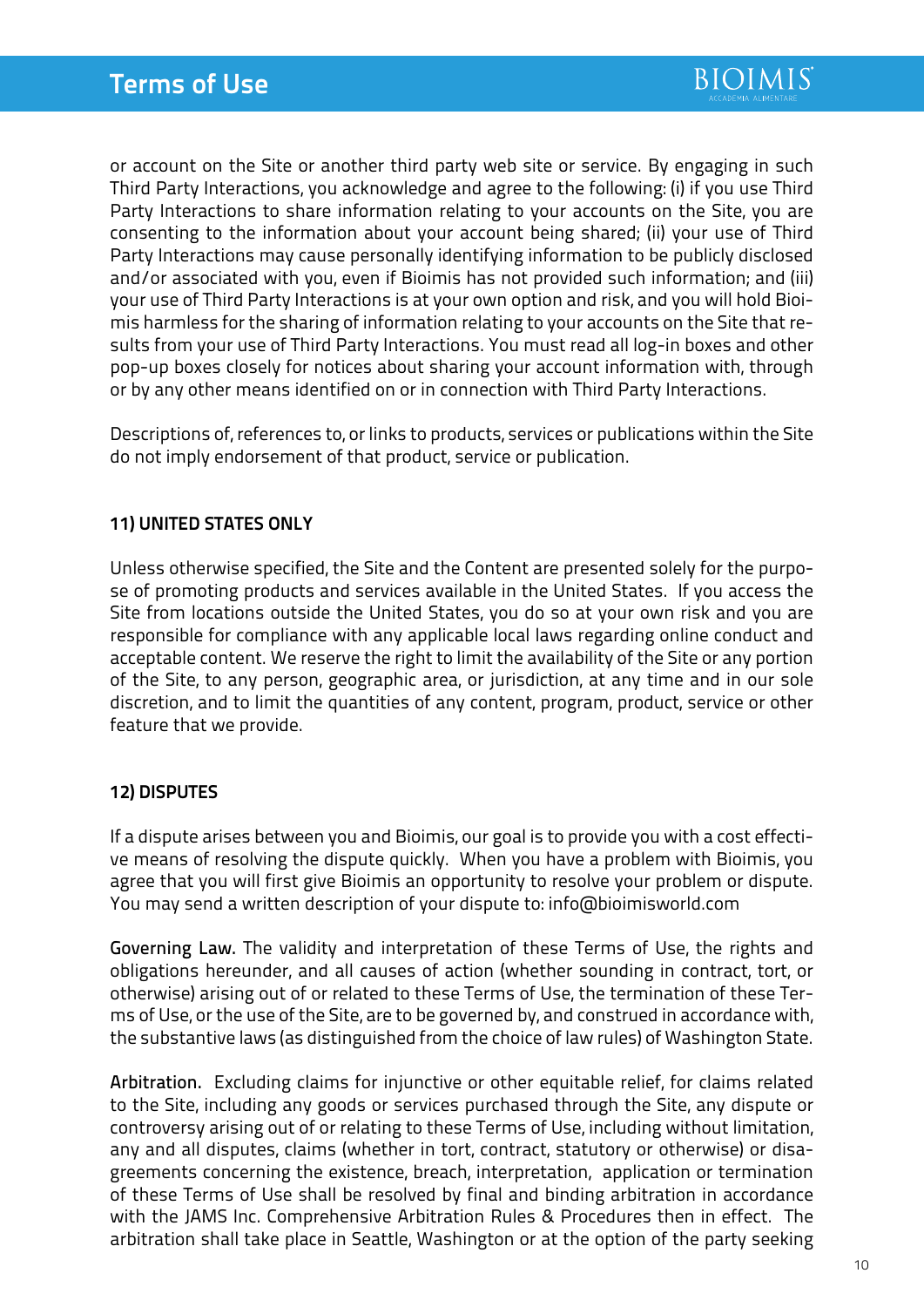or account on the Site or another third party web site or service. By engaging in such Third Party Interactions, you acknowledge and agree to the following: (i) if you use Third Party Interactions to share information relating to your accounts on the Site, you are consenting to the information about your account being shared; (ii) your use of Third Party Interactions may cause personally identifying information to be publicly disclosed and/or associated with you, even if Bioimis has not provided such information; and (iii) your use of Third Party Interactions is at your own option and risk, and you will hold Bioimis harmless for the sharing of information relating to your accounts on the Site that results from your use of Third Party Interactions. You must read all log-in boxes and other pop-up boxes closely for notices about sharing your account information with, through or by any other means identified on or in connection with Third Party Interactions.

Descriptions of, references to, or links to products, services or publications within the Site do not imply endorsement of that product, service or publication.

**11) UNITED STATES ONLY**

Unless otherwise specified, the Site and the Content are presented solely for the purpose of promoting products and services available in the United States. If you access the Site from locations outside the United States, you do so at your own risk and you are responsible for compliance with any applicable local laws regarding online conduct and acceptable content. We reserve the right to limit the availability of the Site or any portion of the Site, to any person, geographic area, or jurisdiction, at any time and in our sole discretion, and to limit the quantities of any content, program, product, service or other feature that we provide.

**12) DISPUTES**

If a dispute arises between you and Bioimis, our goal is to provide you with a cost effective means of resolving the dispute quickly. When you have a problem with Bioimis, you agree that you will first give Bioimis an opportunity to resolve your problem or dispute. You may send a written description of your dispute to: info@bioimisworld.com

**Governing Law.** The validity and interpretation of these Terms of Use, the rights and obligations hereunder, and all causes of action (whether sounding in contract, tort, or otherwise) arising out of or related to these Terms of Use, the termination of these Terms of Use, or the use of the Site, are to be governed by, and construed in accordance with, the substantive laws (as distinguished from the choice of law rules) of Washington State.

**Arbitration.** Excluding claims for injunctive or other equitable relief, for claims related to the Site, including any goods or services purchased through the Site, any dispute or controversy arising out of or relating to these Terms of Use, including without limitation, any and all disputes, claims (whether in tort, contract, statutory or otherwise) or disagreements concerning the existence, breach, interpretation, application or termination of these Terms of Use shall be resolved by final and binding arbitration in accordance with the JAMS Inc. Comprehensive Arbitration Rules & Procedures then in effect. The arbitration shall take place in Seattle, Washington or at the option of the party seeking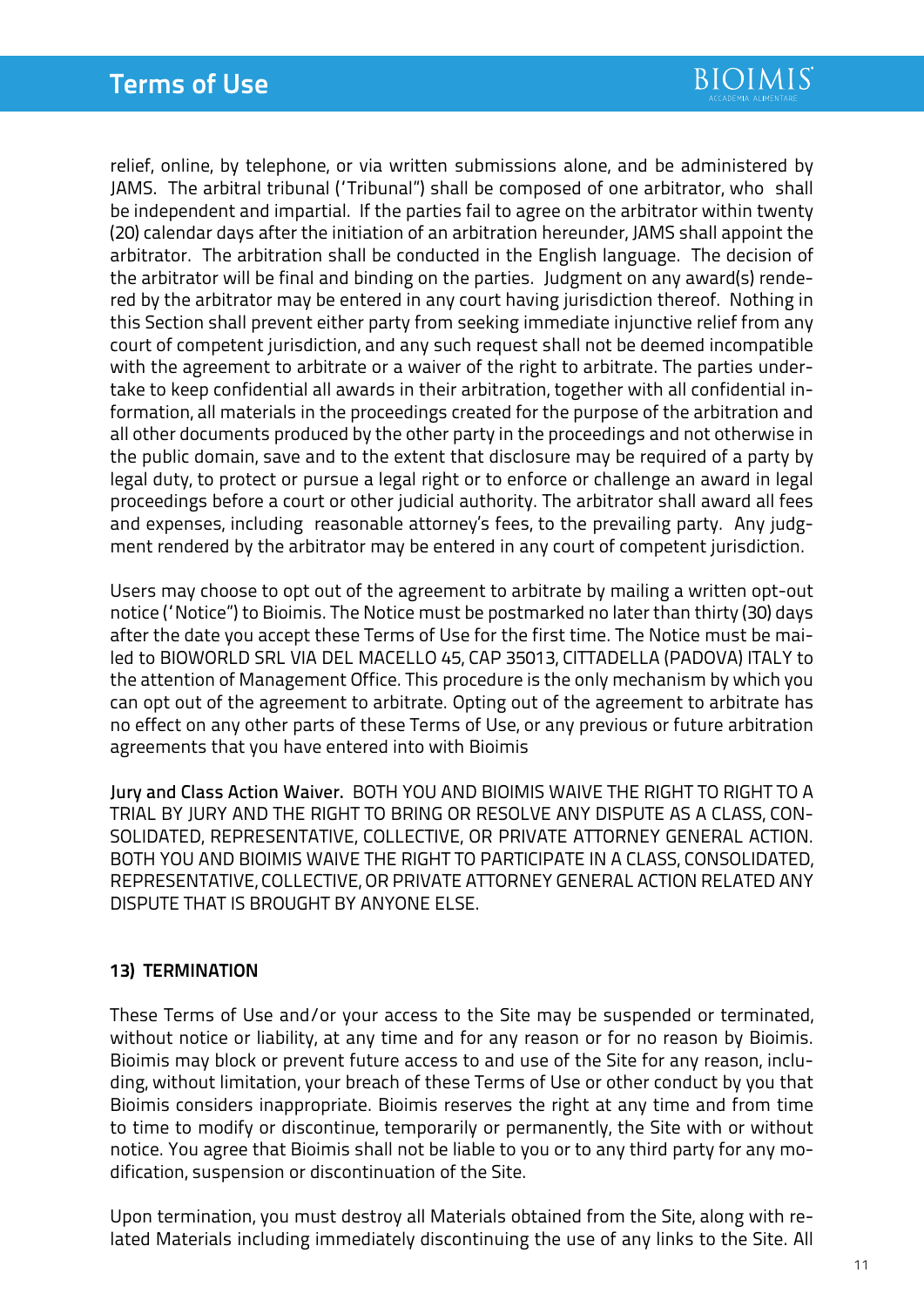relief, online, by telephone, or via written submissions alone, and be administered by JAMS. The arbitral tribunal ('Tribunal") shall be composed of one arbitrator, who shall be independent and impartial. If the parties fail to agree on the arbitrator within twenty (20) calendar days after the initiation of an arbitration hereunder, JAMS shall appoint the arbitrator. The arbitration shall be conducted in the English language. The decision of the arbitrator will be final and binding on the parties. Judgment on any award(s) rendered by the arbitrator may be entered in any court having jurisdiction thereof. Nothing in this Section shall prevent either party from seeking immediate injunctive relief from any court of competent jurisdiction, and any such request shall not be deemed incompatible with the agreement to arbitrate or a waiver of the right to arbitrate. The parties undertake to keep confidential all awards in their arbitration, together with all confidential information, all materials in the proceedings created for the purpose of the arbitration and all other documents produced by the other party in the proceedings and not otherwise in the public domain, save and to the extent that disclosure may be required of a party by legal duty, to protect or pursue a legal right or to enforce or challenge an award in legal proceedings before a court or other judicial authority. The arbitrator shall award all fees and expenses, including reasonable attorney's fees, to the prevailing party. Any judgment rendered by the arbitrator may be entered in any court of competent jurisdiction.

Users may choose to opt out of the agreement to arbitrate by mailing a written opt-out notice ('Notice") to Bioimis. The Notice must be postmarked no later than thirty (30) days after the date you accept these Terms of Use for the first time. The Notice must be mailed to BIOWORLD SRL VIA DEL MACELLO 45, CAP 35013, CITTADELLA (PADOVA) ITALY to the attention of Management Office. This procedure is the only mechanism by which you can opt out of the agreement to arbitrate. Opting out of the agreement to arbitrate has no effect on any other parts of these Terms of Use, or any previous or future arbitration agreements that you have entered into with Bioimis

**Jury and Class Action Waiver.** BOTH YOU AND BIOIMIS WAIVE THE RIGHT TO RIGHT TO A TRIAL BY JURY AND THE RIGHT TO BRING OR RESOLVE ANY DISPUTE AS A CLASS, CONSOLIDATED, REPRESENTATIVE, COLLECTIVE, OR PRIVATE ATTORNEY GENERAL ACTION. BOTH YOU AND BIOIMIS WAIVE THE RIGHT TO PARTICIPATE IN A CLASS, CONSOLIDATED, REPRESENTATIVE, COLLECTIVE, OR PRIVATE ATTORNEY GENERAL ACTION RELATED ANY DISPUTE THAT IS BROUGHT BY ANYONE ELSE.

### 13) TERMINATION

These Terms of Use and/or your access to the Site may be suspended or terminated, without notice or liability, at any time and for any reason or for no reason by Bioimis. Bioimis may block or prevent future access to and use of the Site for any reason, including, without limitation, your breach of these Terms of Use or other conduct by you that Bioimis considers inappropriate. Bioimis reserves the right at any time and from time to time to modify or discontinue, temporarily or permanently, the Site with or without notice. You agree that Bioimis shall not be liable to you or to any third party for any modification, suspension or discontinuation of the Site.

Upon termination, you must destroy all Materials obtained from the Site, along with related Materials including immediately discontinuing the use of any links to the Site. All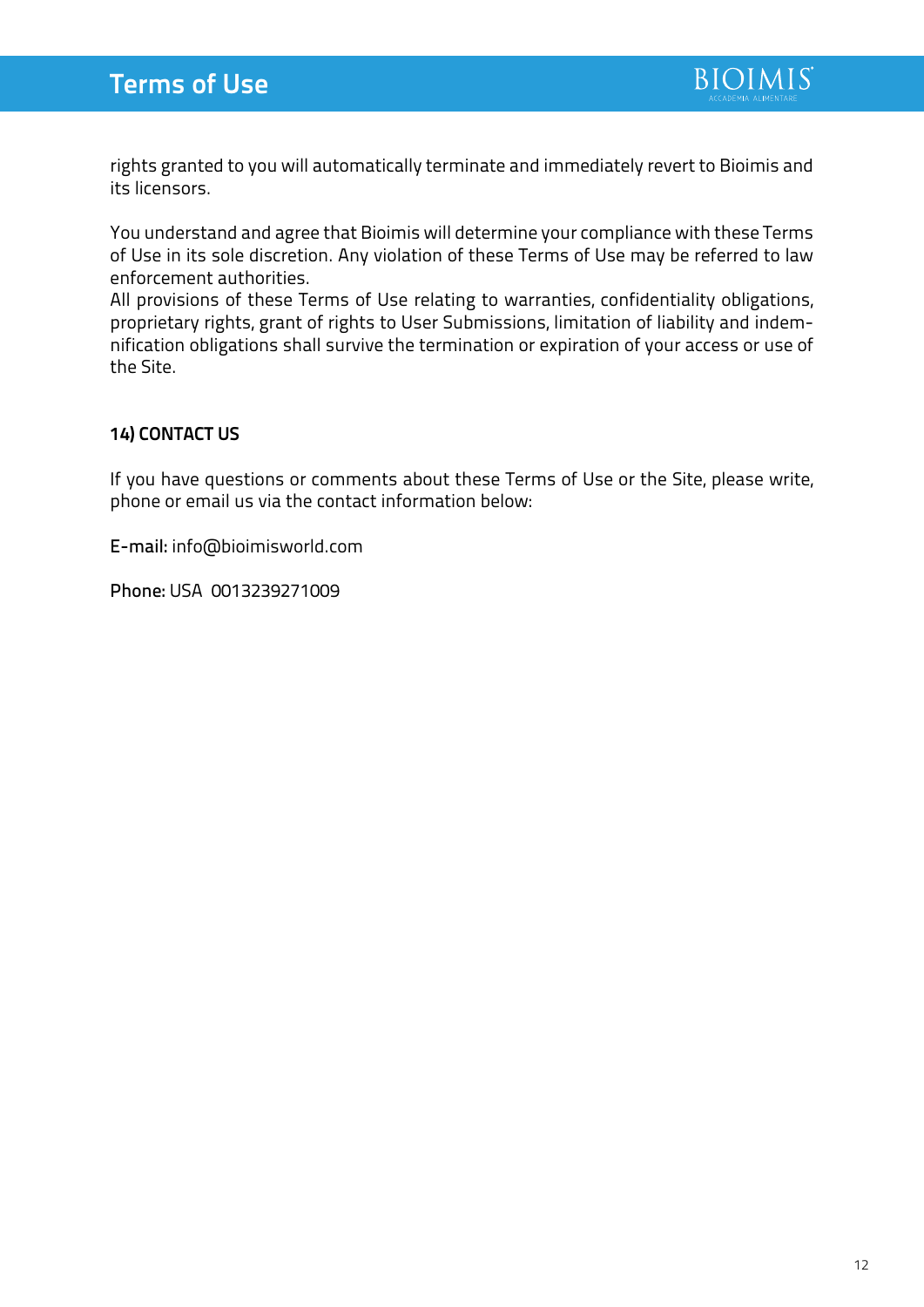rights granted to you will automatically terminate and immediately revert to Bioimis and its licensors.

You understand and agree that Bioimis will determine your compliance with these Terms of Use in its sole discretion. Any violation of these Terms of Use may be referred to law enforcement authorities.
All provisions of these Terms of Use relating to warranties, confidentiality obligations, proprietary rights, grant of rights to User Submissions, limitation of liability and indemnification obligations shall survive the termination or expiration of your access or use of the Site.

**14) CONTACT US**

If you have questions or comments about these Terms of Use or the Site, please write, phone or email us via the contact information below:

E-mail: info@bioimisworld.com

Phone: USA 0013239271009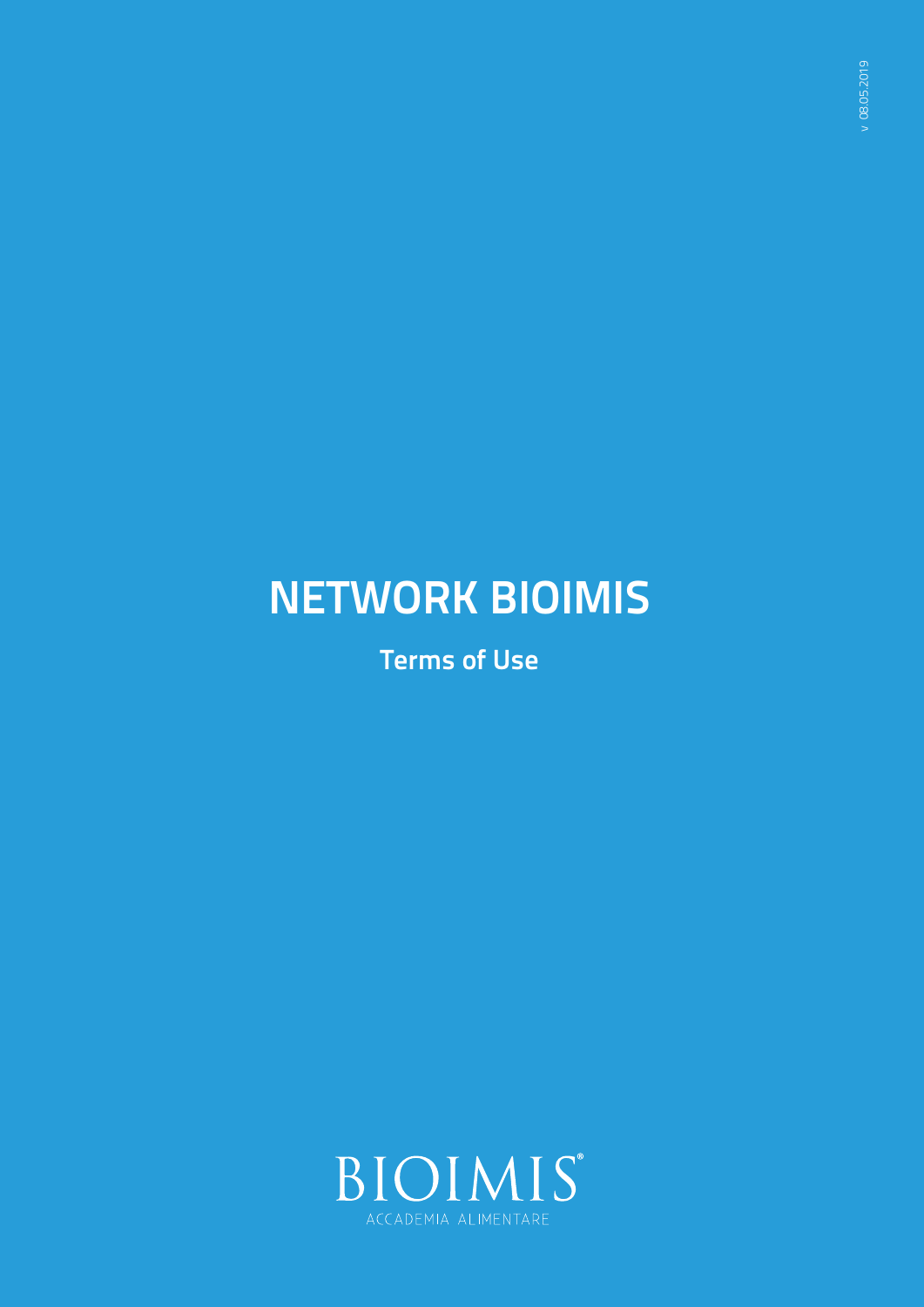v 08.05.2019

# NETWORK BIOIMIS

## Terms of Use

BIOIMIS®

ACCADEMIA ALIMENTARE